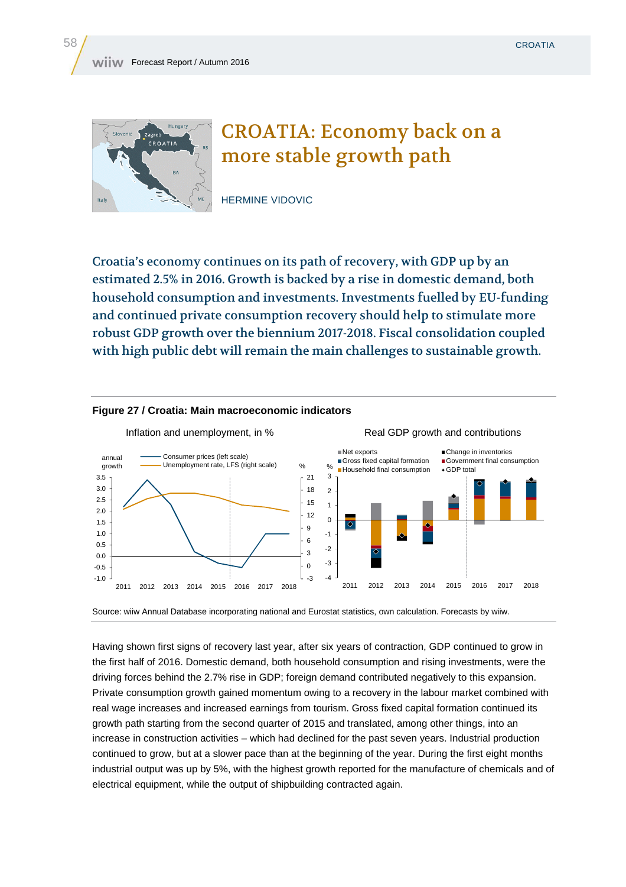# CROATIA: Economy back on a more stable growth path

HERMINE VIDOVIC

**Croatia's economy continues on its path of recovery, with GDP up by an estimated 2.5% in 2016. Growth is backed by a rise in domestic demand, both household consumption and investments. Investments fuelled by EU-funding and continued private consumption recovery should help to stimulate more robust GDP growth over the biennium 2017-2018. Fiscal consolidation coupled with high public debt will remain the main challenges to sustainable growth.**

**Figure 27 / Croatia: Main macroeconomic indicators**

Inflation and unemployment, in %

Real GDP growth and contributions

Source: wiiw Annual Database incorporating national and Eurostat statistics, own calculation. Forecasts by wiiw.

Having shown first signs of recovery last year, after six years of contraction, GDP continued to grow in the first half of 2016. Domestic demand, both household consumption and rising investments, were the driving forces behind the 2.7% rise in GDP; foreign demand contributed negatively to this expansion. Private consumption growth gained momentum owing to a recovery in the labour market combined with real wage increases and increased earnings from tourism. Gross fixed capital formation continued its growth path starting from the second quarter of 2015 and translated, among other things, into an increase in construction activities – which had declined for the past seven years. Industrial production continued to grow, but at a slower pace than at the beginning of the year. During the first eight months industrial output was up by 5%, with the highest growth reported for the manufacture of chemicals and of electrical equipment, while the output of shipbuilding contracted again.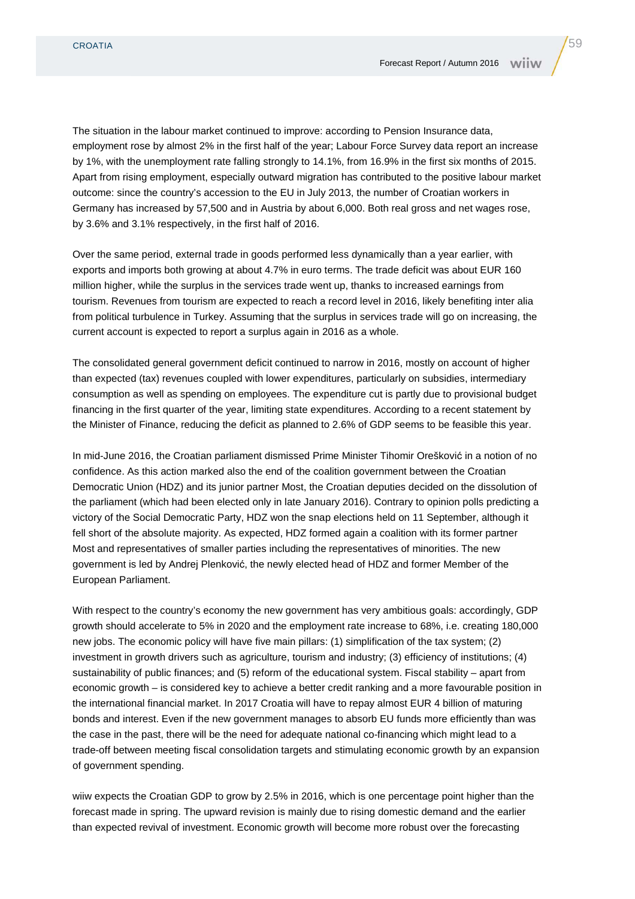The situation in the labour market continued to improve: according to Pension Insurance data, employment rose by almost 2% in the first half of the year; Labour Force Survey data report an increase by 1%, with the unemployment rate falling strongly to 14.1%, from 16.9% in the first six months of 2015. Apart from rising employment, especially outward migration has contributed to the positive labour market outcome: since the country's accession to the EU in July 2013, the number of Croatian workers in Germany has increased by 57,500 and in Austria by about 6,000. Both real gross and net wages rose, by 3.6% and 3.1% respectively, in the first half of 2016.

Over the same period, external trade in goods performed less dynamically than a year earlier, with exports and imports both growing at about 4.7% in euro terms. The trade deficit was about EUR 160 million higher, while the surplus in the services trade went up, thanks to increased earnings from tourism. Revenues from tourism are expected to reach a record level in 2016, likely benefiting inter alia from political turbulence in Turkey. Assuming that the surplus in services trade will go on increasing, the current account is expected to report a surplus again in 2016 as a whole.

The consolidated general government deficit continued to narrow in 2016, mostly on account of higher than expected (tax) revenues coupled with lower expenditures, particularly on subsidies, intermediary consumption as well as spending on employees. The expenditure cut is partly due to provisional budget financing in the first quarter of the year, limiting state expenditures. According to a recent statement by the Minister of Finance, reducing the deficit as planned to 2.6% of GDP seems to be feasible this year.

In mid-June 2016, the Croatian parliament dismissed Prime Minister Tihomir Orešković in a notion of no confidence. As this action marked also the end of the coalition government between the Croatian Democratic Union (HDZ) and its junior partner Most, the Croatian deputies decided on the dissolution of the parliament (which had been elected only in late January 2016). Contrary to opinion polls predicting a victory of the Social Democratic Party, HDZ won the snap elections held on 11 September, although it fell short of the absolute majority. As expected, HDZ formed again a coalition with its former partner Most and representatives of smaller parties including the representatives of minorities. The new government is led by Andrej Plenković, the newly elected head of HDZ and former Member of the European Parliament.

With respect to the country's economy the new government has very ambitious goals: accordingly, GDP growth should accelerate to 5% in 2020 and the employment rate increase to 68%, i.e. creating 180,000 new jobs. The economic policy will have five main pillars: (1) simplification of the tax system; (2) investment in growth drivers such as agriculture, tourism and industry; (3) efficiency of institutions; (4) sustainability of public finances; and (5) reform of the educational system. Fiscal stability – apart from economic growth – is considered key to achieve a better credit ranking and a more favourable position in the international financial market. In 2017 Croatia will have to repay almost EUR 4 billion of maturing bonds and interest. Even if the new government manages to absorb EU funds more efficiently than was the case in the past, there will be the need for adequate national co-financing which might lead to a trade-off between meeting fiscal consolidation targets and stimulating economic growth by an expansion of government spending.

wiiw expects the Croatian GDP to grow by 2.5% in 2016, which is one percentage point higher than the forecast made in spring. The upward revision is mainly due to rising domestic demand and the earlier than expected revival of investment. Economic growth will become more robust over the forecasting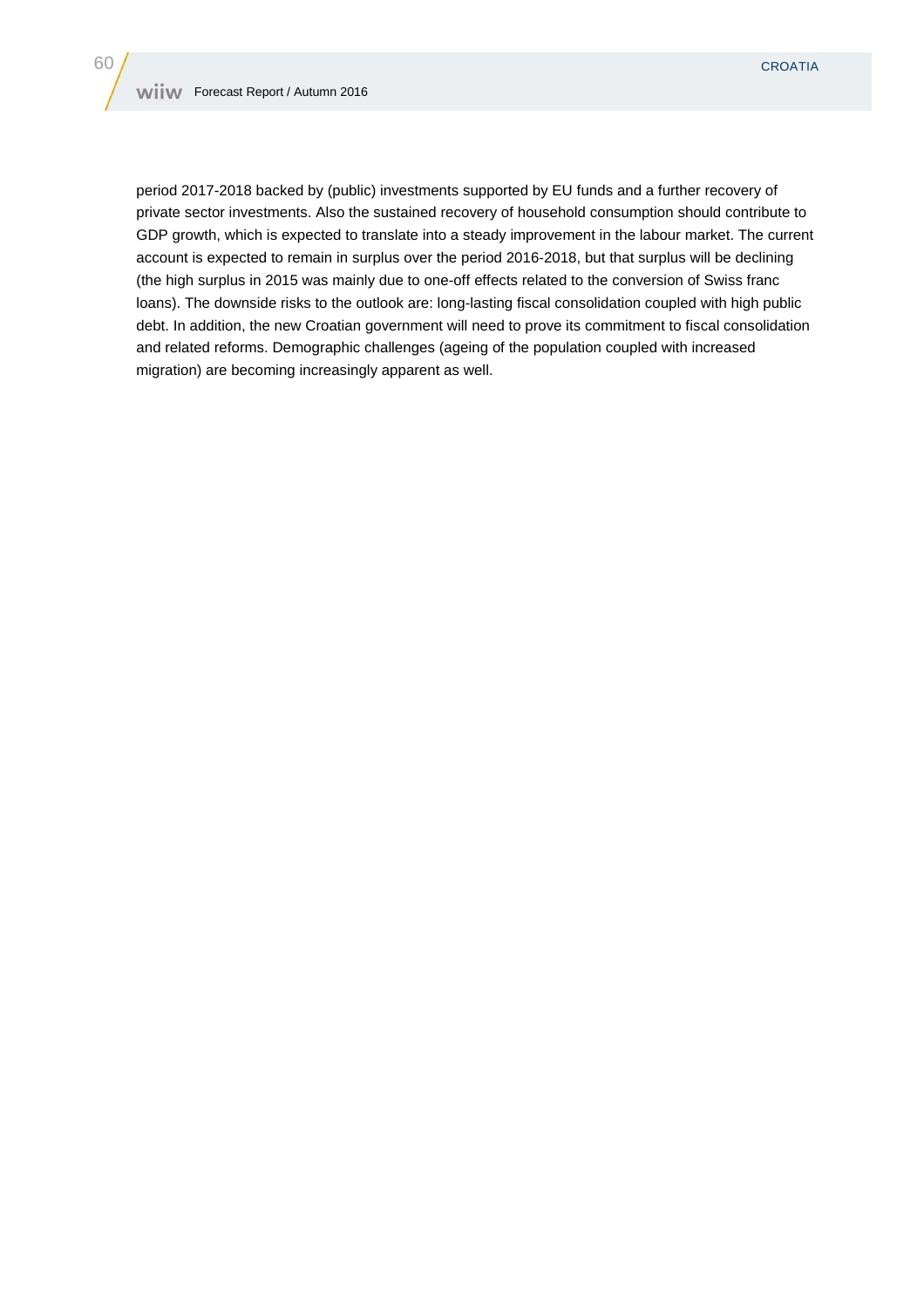period 2017-2018 backed by (public) investments supported by EU funds and a further recovery of private sector investments. Also the sustained recovery of household consumption should contribute to GDP growth, which is expected to translate into a steady improvement in the labour market. The current account is expected to remain in surplus over the period 2016-2018, but that surplus will be declining (the high surplus in 2015 was mainly due to one-off effects related to the conversion of Swiss franc loans). The downside risks to the outlook are: long-lasting fiscal consolidation coupled with high public debt. In addition, the new Croatian government will need to prove its commitment to fiscal consolidation and related reforms. Demographic challenges (ageing of the population coupled with increased migration) are becoming increasingly apparent as well.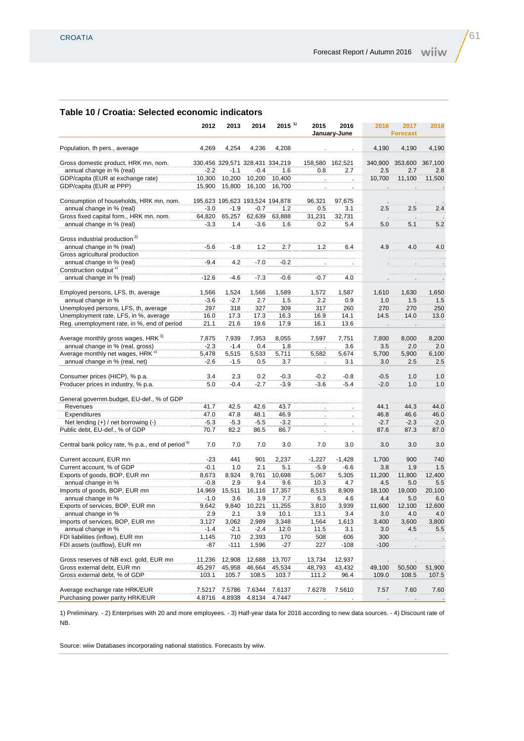## Table 10 / Croatia: Selected economic indicators

| | 2012 | 2013 | 2014 | 2015 [1] | 2015 | 2016 | 2016 | 2017 | 2018 |
|---|---|---|---|---|---|---|---|---|---|
| | | | | | January-June | | Forecast | | |
| Population, th pers., average | 4,269 | 4,254 | 4,236 | 4,208 | . | . | 4,190 | 4,190 | 4,190 |
| Gross domestic product, HRK mn, nom. | 330,456 | 329,571 | 328,431 | 334,219 | 158,580 | 162,521 | 340,900 | 353,600 | 367,100 |
| annual change in % (real) | -2.2 | -1.1 | -0.4 | 1.6 | 0.8 | 2.7 | 2.5 | 2.7 | 2.8 |
| GDP/capita (EUR at exchange rate) | 10,300 | 10,200 | 10,200 | 10,400 | . | . | 10,700 | 11,100 | 11,500 |
| GDP/capita (EUR at PPP) | 15,900 | 15,800 | 16,100 | 16,700 | . | . | . | . | . |
| Consumption of households, HRK mn, nom. | 195,623 | 195,623 | 193,524 | 194,878 | 96,321 | 97,675 | . | . | . |
| annual change in % (real) | -3.0 | -1.9 | -0.7 | 1.2 | 0.5 | 3.1 | 2.5 | 2.5 | 2.4 |
| Gross fixed capital form., HRK mn, nom. | 64,820 | 65,257 | 62,639 | 63,888 | 31,231 | 32,731 | . | . | . |
| annual change in % (real) | -3.3 | 1.4 | -3.6 | 1.6 | 0.2 | 5.4 | 5.0 | 5.1 | 5.2 |
| Gross industrial production [2] | | | | | | | | | |
| annual change in % (real) | -5.6 | -1.8 | 1.2 | 2.7 | 1.2 | 6.4 | 4.9 | 4.0 | 4.0 |
| Gross agricultural production | | | | | | | | | |
| annual change in % (real) | -9.4 | 4.2 | -7.0 | -0.2 | . | . | . | . | . |
| Construction output [2] | | | | | | | | | |
| annual change in % (real) | -12.6 | -4.6 | -7.3 | -0.6 | -0.7 | 4.0 | . | . | . |
| Employed persons, LFS, th, average | 1,566 | 1,524 | 1,566 | 1,589 | 1,572 | 1,587 | 1,610 | 1,630 | 1,650 |
| annual change in % | -3.6 | -2.7 | 2.7 | 1.5 | 2.2 | 0.9 | 1.0 | 1.5 | 1.5 |
| Unemployed persons, LFS, th, average | 297 | 318 | 327 | 309 | 317 | 260 | 270 | 270 | 250 |
| Unemployment rate, LFS, in %, average | 16.0 | 17.3 | 17.3 | 16.3 | 16.9 | 14.1 | 14.5 | 14.0 | 13.0 |
| Reg. unemployment rate, in %, end of period | 21.1 | 21.6 | 19.6 | 17.9 | 16.1 | 13.6 | . | . | . |
| Average monthly gross wages, HRK [3] | 7,875 | 7,939 | 7,953 | 8,055 | 7,597 | 7,751 | 7,800 | 8,000 | 8,200 |
| annual change in % (real, gross) | -2.3 | -1.4 | 0.4 | 1.8 | . | 3.6 | 3.5 | 2.0 | 2.0 |
| Average monthly net wages, HRK [3] | 5,478 | 5,515 | 5,533 | 5,711 | 5,582 | 5,674 | 5,700 | 5,900 | 6,100 |
| annual change in % (real, net) | -2.6 | -1.5 | 0.5 | 3.7 | . | 3.1 | 3.0 | 2.5 | 2.5 |
| Consumer prices (HICP), % p.a. | 3.4 | 2.3 | 0.2 | -0.3 | -0.2 | -0.8 | -0.5 | 1.0 | 1.0 |
| Producer prices in industry, % p.a. | 5.0 | -0.4 | -2.7 | -3.9 | -3.6 | -5.4 | -2.0 | 1.0 | 1.0 |
| General governm.budget, EU-def., % of GDP | | | | | | | | | |
| Revenues | 41.7 | 42.5 | 42.6 | 43.7 | . | . | 44.1 | 44.3 | 44.0 |
| Expenditures | 47.0 | 47.8 | 48.1 | 46.9 | . | . | 46.8 | 46.6 | 46.0 |
| Net lending (+) / net borrowing (-) | -5.3 | -5.3 | -5.5 | -3.2 | . | . | -2.7 | -2.3 | -2.0 |
| Public debt, EU-def., % of GDP | 70.7 | 82.2 | 86.5 | 86.7 | . | . | 87.6 | 87.3 | 87.0 |
| Central bank policy rate, % p.a., end of period [4] | 7.0 | 7.0 | 7.0 | 3.0 | 7.0 | 3.0 | 3.0 | 3.0 | 3.0 |
| Current account, EUR mn | -23 | 441 | 901 | 2,237 | -1,227 | -1,428 | 1,700 | 900 | 740 |
| Current account, % of GDP | -0.1 | 1.0 | 2.1 | 5.1 | -5.9 | -6.6 | 3.8 | 1.9 | 1.5 |
| Exports of goods, BOP, EUR mn | 8,673 | 8,924 | 9,761 | 10,698 | 5,067 | 5,305 | 11,200 | 11,800 | 12,400 |
| annual change in % | -0.8 | 2.9 | 9.4 | 9.6 | 10.3 | 4.7 | 4.5 | 5.0 | 5.5 |
| Imports of goods, BOP, EUR mn | 14,969 | 15,511 | 16,116 | 17,357 | 8,515 | 8,909 | 18,100 | 19,000 | 20,100 |
| annual change in % | -1.0 | 3.6 | 3.9 | 7.7 | 6.3 | 4.6 | 4.4 | 5.0 | 6.0 |
| Exports of services, BOP, EUR mn | 9,642 | 9,840 | 10,221 | 11,255 | 3,810 | 3,939 | 11,600 | 12,100 | 12,600 |
| annual change in % | 2.9 | 2.1 | 3.9 | 10.1 | 13.1 | 3.4 | 3.0 | 4.0 | 4.0 |
| Imports of services, BOP, EUR mn | 3,127 | 3,062 | 2,989 | 3,348 | 1,564 | 1,613 | 3,400 | 3,600 | 3,800 |
| annual change in % | -1.4 | -2.1 | -2.4 | 12.0 | 11.5 | 3.1 | 3.0 | 4.5 | 5.5 |
| FDI liabilities (inflow), EUR mn | 1,145 | 710 | 2,393 | 170 | 508 | 606 | 300 | . | . |
| FDI assets (outflow), EUR mn | -87 | -111 | 1,596 | -27 | 227 | -108 | -100 | . | . |
| Gross reserves of NB excl. gold, EUR mn | 11,236 | 12,908 | 12,688 | 13,707 | 13,734 | 12,937 | . | . | . |
| Gross external debt, EUR mn | 45,297 | 45,958 | 46,664 | 45,534 | 48,793 | 43,432 | 49,100 | 50,500 | 51,900 |
| Gross external debt, % of GDP | 103.1 | 105.7 | 108.5 | 103.7 | 111.2 | 96.4 | 109.0 | 108.5 | 107.5 |
| Average exchange rate HRK/EUR | 7.5217 | 7.5786 | 7.6344 | 7.6137 | 7.6278 | 7.5610 | 7.57 | 7.60 | 7.60 |
| Purchasing power parity HRK/EUR | 4.8716 | 4.8938 | 4.8134 | 4.7447 | . | . | . | . | . |

1) Preliminary. - 2) Enterprises with 20 and more employees. - 3) Half-year data for 2016 according to new data sources. - 4) Discount rate of NB.

Source: wiiw Databases incorporating national statistics. Forecasts by wiiw.